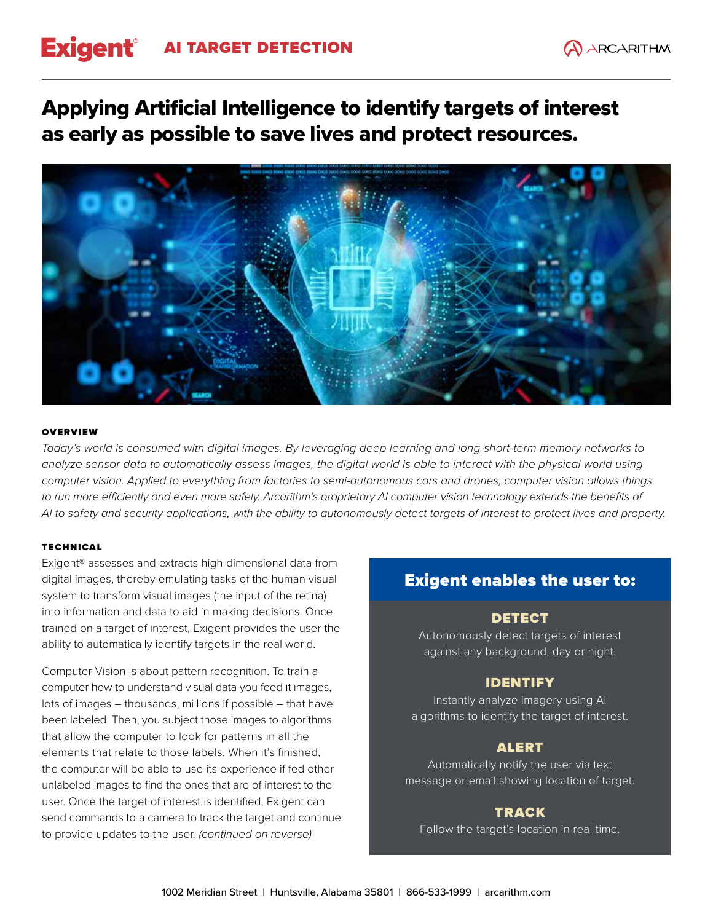**Exigent**® AI TARGET DETECTION

ARCARITHM

# Applying Artificial Intelligence to identify targets of interest as early as possible to save lives and protect resources.

## OVERVIEW

*Today's world is consumed with digital images. By leveraging deep learning and long-short-term memory networks to analyze sensor data to automatically assess images, the digital world is able to interact with the physical world using computer vision. Applied to everything from factories to semi-autonomous cars and drones, computer vision allows things to run more efficiently and even more safely. Arcarithm's proprietary AI computer vision technology extends the benefits of AI to safety and security applications, with the ability to autonomously detect targets of interest to protect lives and property.*

## TECHNICAL

Exigent® assesses and extracts high-dimensional data from digital images, thereby emulating tasks of the human visual system to transform visual images (the input of the retina) into information and data to aid in making decisions. Once trained on a target of interest, Exigent provides the user the ability to automatically identify targets in the real world.

Computer Vision is about pattern recognition. To train a computer how to understand visual data you feed it images, lots of images – thousands, millions if possible – that have been labeled. Then, you subject those images to algorithms that allow the computer to look for patterns in all the elements that relate to those labels. When it's finished, the computer will be able to use its experience if fed other unlabeled images to find the ones that are of interest to the user. Once the target of interest is identified, Exigent can send commands to a camera to track the target and continue to provide updates to the user. *(continued on reverse)*

### Exigent enables the user to:

**DETECT**
Autonomously detect targets of interest against any background, day or night.

**IDENTIFY**
Instantly analyze imagery using AI algorithms to identify the target of interest.

**ALERT**
Automatically notify the user via text message or email showing location of target.

**TRACK**
Follow the target's location in real time.

1002 Meridian Street | Huntsville, Alabama 35801 | 866-533-1999 | arcarithm.com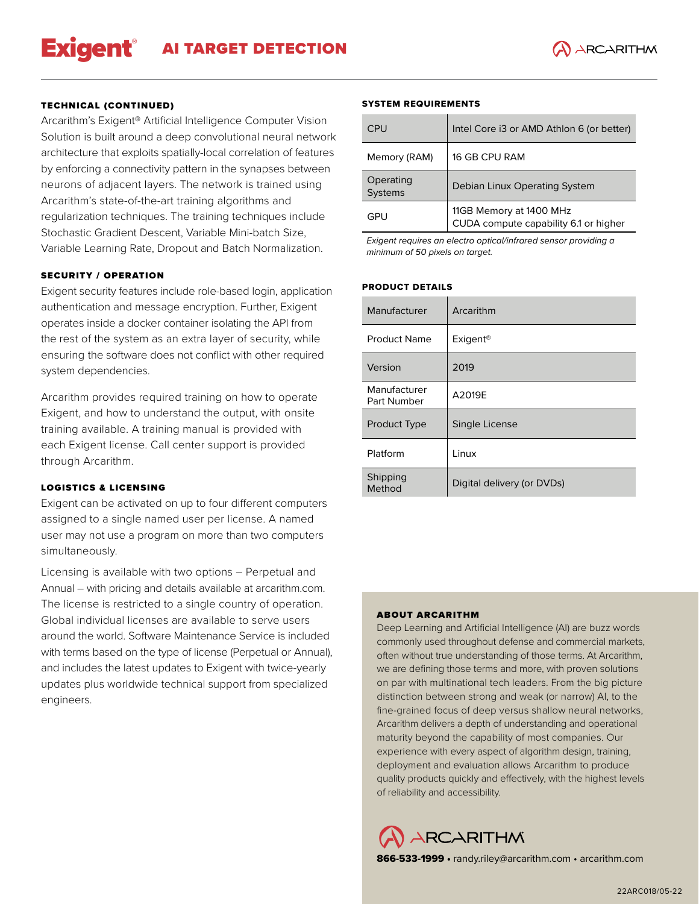## TECHNICAL (CONTINUED)

Arcarithm's Exigent® Artificial Intelligence Computer Vision Solution is built around a deep convolutional neural network architecture that exploits spatially-local correlation of features by enforcing a connectivity pattern in the synapses between neurons of adjacent layers. The network is trained using Arcarithm's state-of-the-art training algorithms and regularization techniques. The training techniques include Stochastic Gradient Descent, Variable Mini-batch Size, Variable Learning Rate, Dropout and Batch Normalization.

## SECURITY / OPERATION

Exigent security features include role-based login, application authentication and message encryption. Further, Exigent operates inside a docker container isolating the API from the rest of the system as an extra layer of security, while ensuring the software does not conflict with other required system dependencies.

Arcarithm provides required training on how to operate Exigent, and how to understand the output, with onsite training available. A training manual is provided with each Exigent license. Call center support is provided through Arcarithm.

## LOGISTICS & LICENSING

Exigent can be activated on up to four different computers assigned to a single named user per license. A named user may not use a program on more than two computers simultaneously.

Licensing is available with two options – Perpetual and Annual – with pricing and details available at arcarithm.com. The license is restricted to a single country of operation. Global individual licenses are available to serve users around the world. Software Maintenance Service is included with terms based on the type of license (Perpetual or Annual), and includes the latest updates to Exigent with twice-yearly updates plus worldwide technical support from specialized engineers.

## SYSTEM REQUIREMENTS

| | |
|---|---|
| CPU | Intel Core i3 or AMD Athlon 6 (or better) |
| Memory (RAM) | 16 GB CPU RAM |
| Operating Systems | Debian Linux Operating System |
| GPU | 11GB Memory at 1400 MHz<br>CUDA compute capability 6.1 or higher |

*Exigent requires an electro optical/infrared sensor providing a minimum of 50 pixels on target.*

## PRODUCT DETAILS

| | |
|---|---|
| Manufacturer | Arcarithm |
| Product Name | Exigent® |
| Version | 2019 |
| Manufacturer Part Number | A2019E |
| Product Type | Single License |
| Platform | Linux |
| Shipping Method | Digital delivery (or DVDs) |

## ABOUT ARCARITHM

Deep Learning and Artificial Intelligence (AI) are buzz words commonly used throughout defense and commercial markets, often without true understanding of those terms. At Arcarithm, we are defining those terms and more, with proven solutions on par with multinational tech leaders. From the big picture distinction between strong and weak (or narrow) AI, to the fine-grained focus of deep versus shallow neural networks, Arcarithm delivers a depth of understanding and operational maturity beyond the capability of most companies. Our experience with every aspect of algorithm design, training, deployment and evaluation allows Arcarithm to produce quality products quickly and effectively, with the highest levels of reliability and accessibility.

ARCARITHM

**866-533-1999** • randy.riley@arcarithm.com • arcarithm.com

22ARC018/05-22